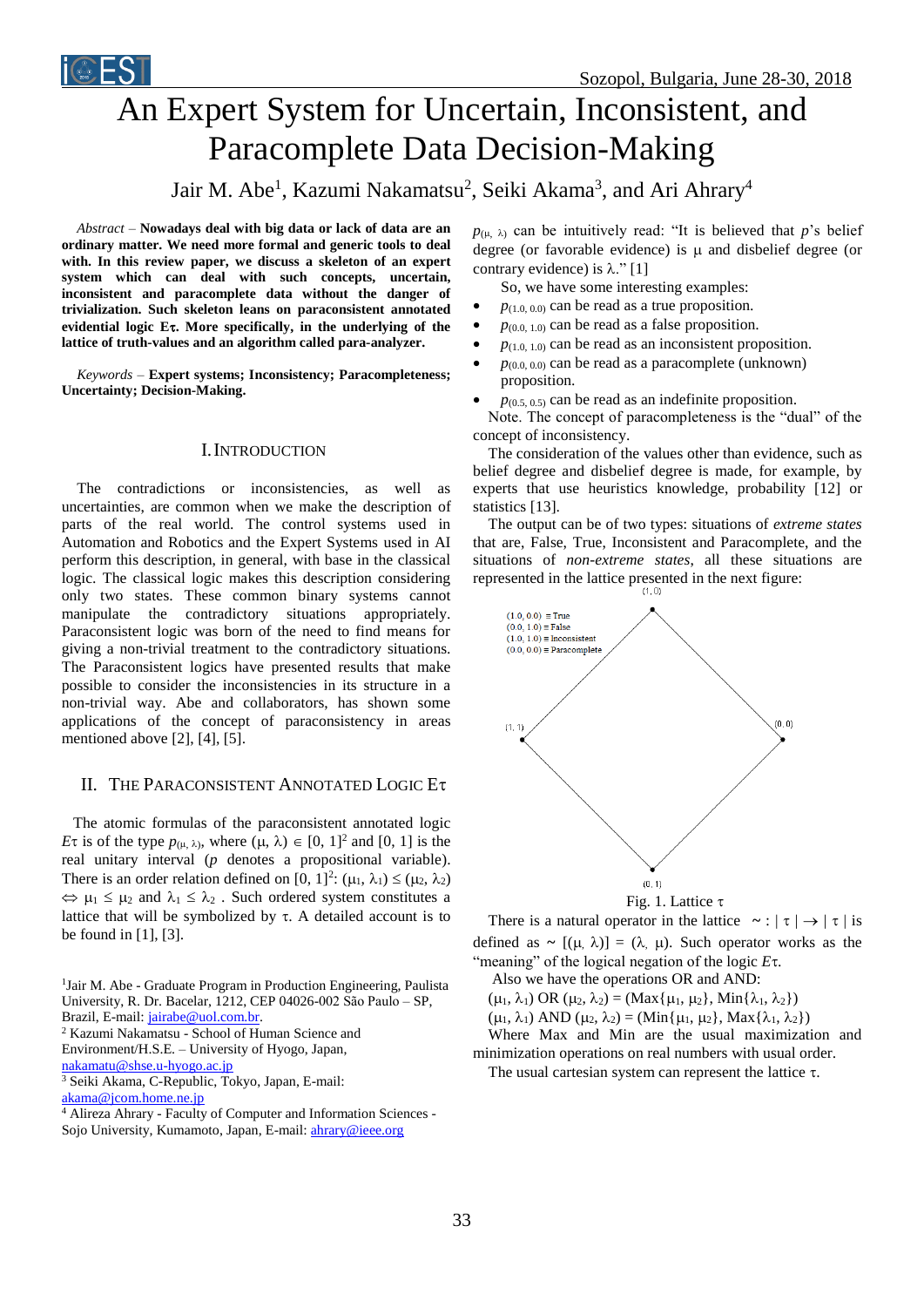# An Expert System for Uncertain, Inconsistent, and Paracomplete Data Decision-Making

Jair M. Abe[1], Kazumi Nakamatsu[2], Seiki Akama[3], and Ari Ahrary[4]

*Abstract* – **Nowadays deal with big data or lack of data are an ordinary matter. We need more formal and generic tools to deal with. In this review paper, we discuss a skeleton of an expert system which can deal with such concepts, uncertain, inconsistent and paracomplete data without the danger of trivialization. Such skeleton leans on paraconsistent annotated evidential logic Eτ. More specifically, in the underlying of the lattice of truth-values and an algorithm called para-analyzer.**

*Keywords* – **Expert systems; Inconsistency; Paracompleteness; Uncertainty; Decision-Making.**

## I. Introduction

The contradictions or inconsistencies, as well as uncertainties, are common when we make the description of parts of the real world. The control systems used in Automation and Robotics and the Expert Systems used in AI perform this description, in general, with base in the classical logic. The classical logic makes this description considering only two states. These common binary systems cannot manipulate the contradictory situations appropriately. Paraconsistent logic was born of the need to find means for giving a non-trivial treatment to the contradictory situations. The Paraconsistent logics have presented results that make possible to consider the inconsistencies in its structure in a non-trivial way. Abe and collaborators, has shown some applications of the concept of paraconsistency in areas mentioned above [2], [4], [5].

## II. The Paraconsistent Annotated Logic Eτ

The atomic formulas of the paraconsistent annotated logic $E\tau$ is of the type $p_{(\mu, \lambda)}$, where $(\mu, \lambda) \in [0, 1]^2$ and $[0, 1]$ is the real unitary interval ($p$ denotes a propositional variable). There is an order relation defined on $[0, 1]^2$: $(\mu_1, \lambda_1) \leq (\mu_2, \lambda_2) \Leftrightarrow \mu_1 \leq \mu_2$ and $\lambda_1 \leq \lambda_2$ . Such ordered system constitutes a lattice that will be symbolized by $\tau$. A detailed account is to be found in [1], [3].

$p_{(\mu, \lambda)}$ can be intuitively read: "It is believed that $p$'s belief degree (or favorable evidence) is $\mu$ and disbelief degree (or contrary evidence) is $\lambda$." [1]

So, we have some interesting examples:

- $p_{(1.0,\ 0.0)}$ can be read as a true proposition.
- $p_{(0.0,\ 1.0)}$ can be read as a false proposition.
- $p_{(1.0,\ 1.0)}$ can be read as an inconsistent proposition.
- $p_{(0.0,\ 0.0)}$ can be read as a paracomplete (unknown) proposition.
- $p_{(0.5,\ 0.5)}$ can be read as an indefinite proposition.

Note. The concept of paracompleteness is the "dual" of the concept of inconsistency.

The consideration of the values other than evidence, such as belief degree and disbelief degree is made, for example, by experts that use heuristics knowledge, probability [12] or statistics [13].

The output can be of two types: situations of *extreme states* that are, False, True, Inconsistent and Paracomplete, and the situations of *non-extreme states*, all these situations are represented in the lattice presented in the next figure:

(1.0, 0.0) ≡ True
(0.0, 1.0) ≡ False
(1.0, 1.0) ≡ Inconsistent
(0.0, 0.0) ≡ Paracomplete

Fig. 1. Lattice τ

There is a natural operator in the lattice $\sim : |\tau| \rightarrow |\tau|$ is defined as $\sim [(\mu, \lambda)] = (\lambda, \mu)$. Such operator works as the "meaning" of the logical negation of the logic $E\tau$.

Also we have the operations OR and AND:

$(\mu_1, \lambda_1)$ OR $(\mu_2, \lambda_2) = (\text{Max}\{\mu_1, \mu_2\}, \text{Min}\{\lambda_1, \lambda_2\})$

$(\mu_1, \lambda_1)$ AND $(\mu_2, \lambda_2) = (\text{Min}\{\mu_1, \mu_2\}, \text{Max}\{\lambda_1, \lambda_2\})$

Where Max and Min are the usual maximization and minimization operations on real numbers with usual order.

The usual cartesian system can represent the lattice $\tau$.

---

[1] Jair M. Abe - Graduate Program in Production Engineering, Paulista University, R. Dr. Bacelar, 1212, CEP 04026-002 São Paulo – SP, Brazil, E-mail: jairabe@uol.com.br.

[2] Kazumi Nakamatsu - School of Human Science and Environment/H.S.E. – University of Hyogo, Japan, nakamatu@shse.u-hyogo.ac.jp

[3] Seiki Akama, C-Republic, Tokyo, Japan, E-mail: akama@jcom.home.ne.jp

[4] Alireza Ahrary - Faculty of Computer and Information Sciences - Sojo University, Kumamoto, Japan, E-mail: ahrary@ieee.org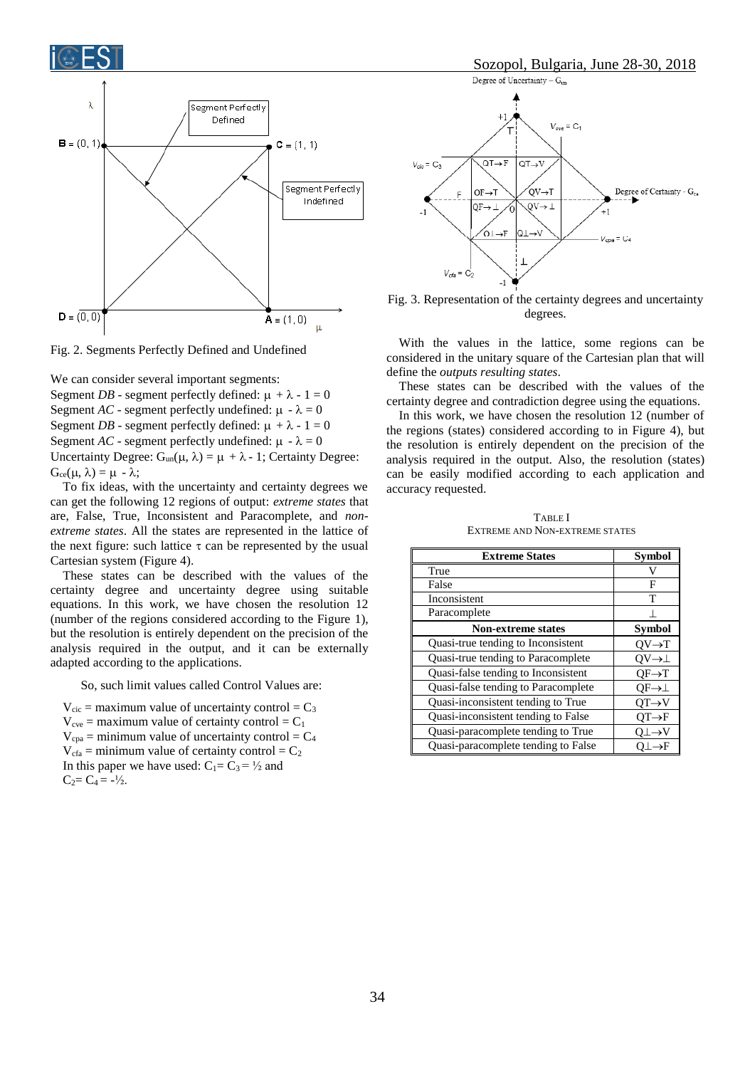Fig. 2. Segments Perfectly Defined and Undefined

We can consider several important segments:

Segment *DB* - segment perfectly defined: $\mu + \lambda - 1 = 0$
Segment *AC* - segment perfectly undefined: $\mu - \lambda = 0$
Segment *DB* - segment perfectly defined: $\mu + \lambda - 1 = 0$
Segment *AC* - segment perfectly undefined: $\mu - \lambda = 0$
Uncertainty Degree: $G_{un}(\mu, \lambda) = \mu + \lambda - 1$; Certainty Degree: $G_{ce}(\mu, \lambda) = \mu - \lambda$;

To fix ideas, with the uncertainty and certainty degrees we can get the following 12 regions of output: *extreme states* that are, False, True, Inconsistent and Paracomplete, and *non-extreme states*. All the states are represented in the lattice of the next figure: such lattice $\tau$ can be represented by the usual Cartesian system (Figure 4).

These states can be described with the values of the certainty degree and uncertainty degree using suitable equations. In this work, we have chosen the resolution 12 (number of the regions considered according to the Figure 1), but the resolution is entirely dependent on the precision of the analysis required in the output, and it can be externally adapted according to the applications.

So, such limit values called Control Values are:

$V_{cic}$ = maximum value of uncertainty control = $C_3$
$V_{cve}$ = maximum value of certainty control = $C_1$
$V_{cpa}$ = minimum value of uncertainty control = $C_4$
$V_{cfa}$ = minimum value of certainty control = $C_2$
In this paper we have used: $C_1 = C_3 = ½$ and $C_2 = C_4 = -½$.

Fig. 3. Representation of the certainty degrees and uncertainty degrees.

With the values in the lattice, some regions can be considered in the unitary square of the Cartesian plan that will define the *outputs resulting states*.

These states can be described with the values of the certainty degree and contradiction degree using the equations.

In this work, we have chosen the resolution 12 (number of the regions (states) considered according to in Figure 4), but the resolution is entirely dependent on the precision of the analysis required in the output. Also, the resolution (states) can be easily modified according to each application and accuracy requested.

TABLE I
EXTREME AND NON-EXTREME STATES

| Extreme States | Symbol |
|---|---|
| True | V |
| False | F |
| Inconsistent | T |
| Paracomplete | ⊥ |
| **Non-extreme states** | **Symbol** |
| Quasi-true tending to Inconsistent | QV→T |
| Quasi-true tending to Paracomplete | QV→⊥ |
| Quasi-false tending to Inconsistent | QF→T |
| Quasi-false tending to Paracomplete | QF→⊥ |
| Quasi-inconsistent tending to True | QT→V |
| Quasi-inconsistent tending to False | QT→F |
| Quasi-paracomplete tending to True | Q⊥→V |
| Quasi-paracomplete tending to False | Q⊥→F |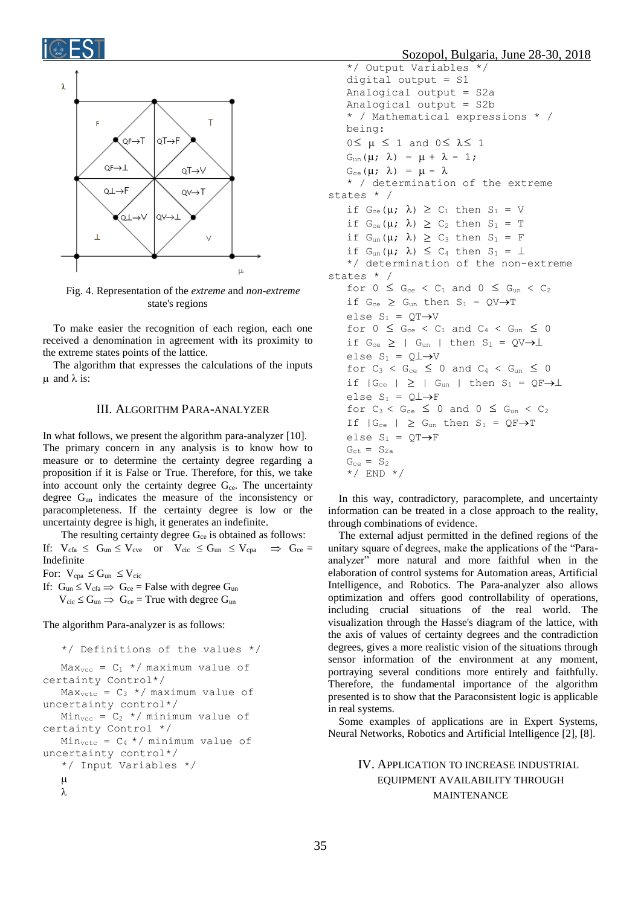Fig. 4. Representation of the *extreme* and *non-extreme* state's regions

To make easier the recognition of each region, each one received a denomination in agreement with its proximity to the extreme states points of the lattice.

The algorithm that expresses the calculations of the inputs μ and λ is:

## III. Algorithm Para-analyzer

In what follows, we present the algorithm para-analyzer [10]. The primary concern in any analysis is to know how to measure or to determine the certainty degree regarding a proposition if it is False or True. Therefore, for this, we take into account only the certainty degree $G_{ce}$. The uncertainty degree $G_{un}$ indicates the measure of the inconsistency or paracompleteness. If the certainty degree is low or the uncertainty degree is high, it generates an indefinite.

The resulting certainty degree $G_{ce}$ is obtained as follows:

If: $V_{cfa} \leq G_{un} \leq V_{cve}$ or $V_{cic} \leq G_{un} \leq V_{cpa} \Rightarrow G_{ce} =$ Indefinite

For: $V_{cpa} \leq G_{un} \leq V_{cic}$

If: $G_{un} \leq V_{cfa} \Rightarrow G_{ce} =$ False with degree $G_{un}$

$V_{cic} \leq G_{un} \Rightarrow G_{ce} =$ True with degree $G_{un}$

The algorithm Para-analyzer is as follows:

```
*/ Definitions of the values */
Maxvcc = C1 */ maximum value of certainty Control*/
Maxvctc = C3 */ maximum value of uncertainty control*/
Minvcc = C2 */ minimum value of certainty Control */
Minvctc = C4 */ minimum value of uncertainty control*/
*/ Input Variables */
μ
λ
*/ Output Variables */
digital output = S1
Analogical output = S2a
Analogical output = S2b
* / Mathematical expressions * /
being:
0≤ μ ≤ 1 and 0≤ λ≤ 1
Gun(μ; λ) = μ + λ - 1;
Gce(μ; λ) = μ - λ
* / determination of the extreme states * /
if Gce(μ; λ) ≥ C1 then S1 = V
if Gce(μ; λ) ≥ C2 then S1 = T
if Gun(μ; λ) ≥ C3 then S1 = F
if Gun(μ; λ) ≤ C4 then S1 = ⊥
*/ determination of the non-extreme states * /
for 0 ≤ Gce < C1 and 0 ≤ Gun < C2
if Gce ≥ Gun then S1 = QV→T
else S1 = QT→V
for 0 ≤ Gce < C1 and C4 < Gun ≤ 0
if Gce ≥ | Gun | then S1 = QV→⊥
else S1 = Q⊥→V
for C3 < Gce ≤ 0 and C4 < Gun ≤ 0
if |Gce | ≥ | Gun | then S1 = QF→⊥
else S1 = Q⊥→F
for C3 < Gce ≤ 0 and 0 ≤ Gun < C2
If |Gce | ≥ Gun then S1 = QF→T
else S1 = QT→F
Gct = S2a
Gce = S2
*/ END */
```

In this way, contradictory, paracomplete, and uncertainty information can be treated in a close approach to the reality, through combinations of evidence.

The external adjust permitted in the defined regions of the unitary square of degrees, make the applications of the "Para-analyzer" more natural and more faithful when in the elaboration of control systems for Automation areas, Artificial Intelligence, and Robotics. The Para-analyzer also allows optimization and offers good controllability of operations, including crucial situations of the real world. The visualization through the Hasse's diagram of the lattice, with the axis of values of certainty degrees and the contradiction degrees, gives a more realistic vision of the situations through sensor information of the environment at any moment, portraying several conditions more entirely and faithfully. Therefore, the fundamental importance of the algorithm presented is to show that the Paraconsistent logic is applicable in real systems.

Some examples of applications are in Expert Systems, Neural Networks, Robotics and Artificial Intelligence [2], [8].

## IV. Application to Increase Industrial Equipment Availability Through Maintenance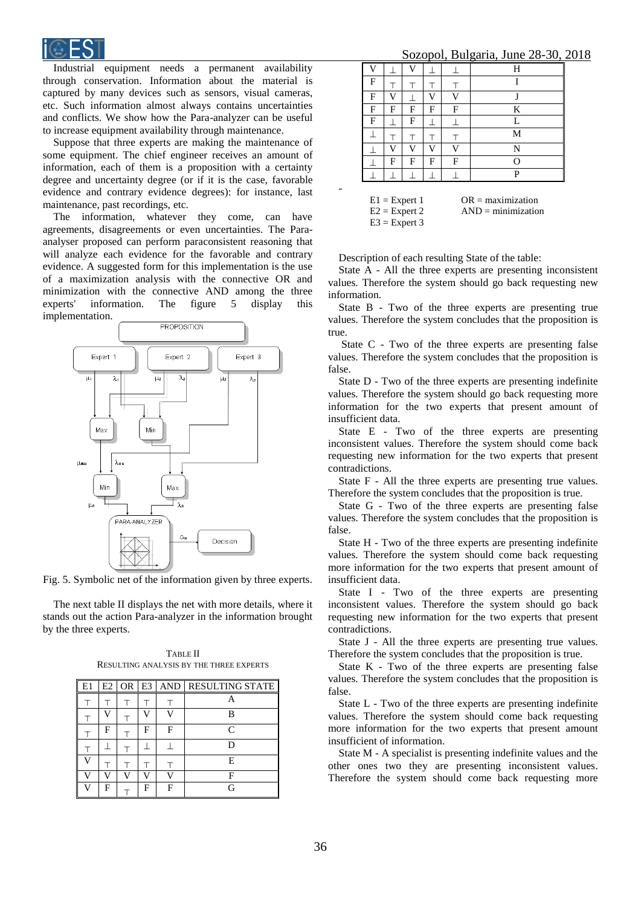Industrial equipment needs a permanent availability through conservation. Information about the material is captured by many devices such as sensors, visual cameras, etc. Such information almost always contains uncertainties and conflicts. We show how the Para-analyzer can be useful to increase equipment availability through maintenance.

Suppose that three experts are making the maintenance of some equipment. The chief engineer receives an amount of information, each of them is a proposition with a certainty degree and uncertainty degree (or if it is the case, favorable evidence and contrary evidence degrees): for instance, last maintenance, past recordings, etc.

The information, whatever they come, can have agreements, disagreements or even uncertainties. The Para-analyser proposed can perform paraconsistent reasoning that will analyze each evidence for the favorable and contrary evidence. A suggested form for this implementation is the use of a maximization analysis with the connective OR and minimization with the connective AND among the three experts' information. The figure 5 display this implementation.

Fig. 5. Symbolic net of the information given by three experts.

The next table II displays the net with more details, where it stands out the action Para-analyzer in the information brought by the three experts.

TABLE II
RESULTING ANALYSIS BY THE THREE EXPERTS

| E1 | E2 | OR | E3 | AND | RESULTING STATE |
|---|---|---|---|---|---|
| ⊤ | ⊤ | ⊤ | ⊤ | ⊤ | A |
| ⊤ | V | ⊤ | V | V | B |
| ⊤ | F | ⊤ | F | F | C |
| ⊤ | ⊥ | ⊤ | ⊥ | ⊥ | D |
| V | ⊤ | ⊤ | ⊤ | ⊤ | E |
| V | V | V | V | V | F |
| V | F | ⊤ | F | F | G |
| V | ⊥ | V | ⊥ | ⊥ | H |
| F | ⊤ | ⊤ | ⊤ | ⊤ | I |
| F | V | ⊥ | V | V | J |
| F | F | F | F | F | K |
| F | ⊥ | F | ⊥ | ⊥ | L |
| ⊥ | ⊤ | ⊤ | ⊤ | ⊤ | M |
| ⊥ | V | V | V | V | N |
| ⊥ | F | F | F | F | O |
| ⊥ | ⊥ | ⊥ | ⊥ | ⊥ | P |

E1 = Expert 1
E2 = Expert 2
E3 = Expert 3

OR = maximization
AND = minimization

Description of each resulting State of the table:

State A - All the three experts are presenting inconsistent values. Therefore the system should go back requesting new information.

State B - Two of the three experts are presenting true values. Therefore the system concludes that the proposition is true.

State C - Two of the three experts are presenting false values. Therefore the system concludes that the proposition is false.

State D - Two of the three experts are presenting indefinite values. Therefore the system should go back requesting more information for the two experts that present amount of insufficient data.

State E - Two of the three experts are presenting inconsistent values. Therefore the system should come back requesting new information for the two experts that present contradictions.

State F - All the three experts are presenting true values. Therefore the system concludes that the proposition is true.

State G - Two of the three experts are presenting false values. Therefore the system concludes that the proposition is false.

State H - Two of the three experts are presenting indefinite values. Therefore the system should come back requesting more information for the two experts that present amount of insufficient data.

State I - Two of the three experts are presenting inconsistent values. Therefore the system should go back requesting new information for the two experts that present contradictions.

State J - All the three experts are presenting true values. Therefore the system concludes that the proposition is true.

State K - Two of the three experts are presenting false values. Therefore the system concludes that the proposition is false.

State L - Two of the three experts are presenting indefinite values. Therefore the system should come back requesting more information for the two experts that present amount insufficient of information.

State M - A specialist is presenting indefinite values and the other ones two they are presenting inconsistent values. Therefore the system should come back requesting more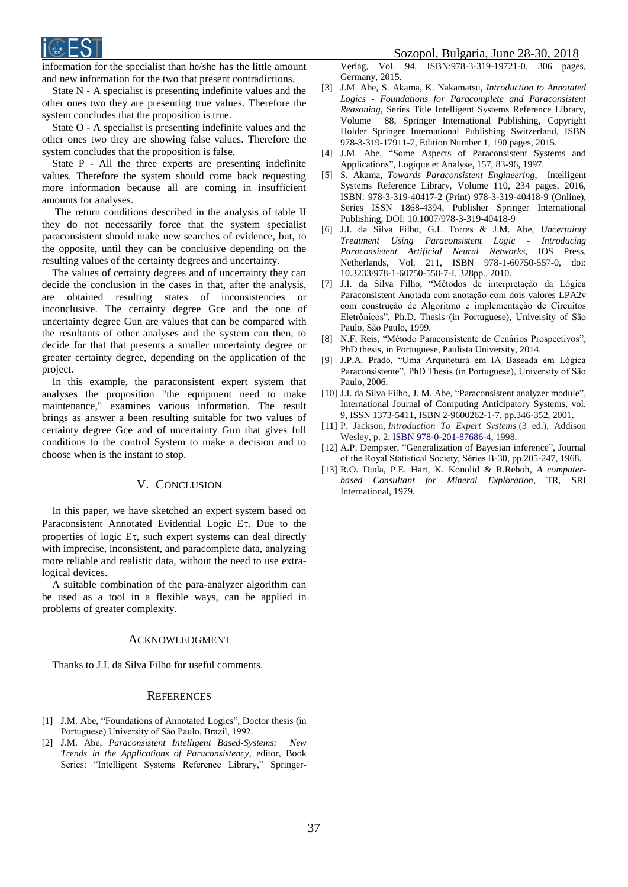information for the specialist than he/she has the little amount and new information for the two that present contradictions.

State N - A specialist is presenting indefinite values and the other ones two they are presenting true values. Therefore the system concludes that the proposition is true.

State O - A specialist is presenting indefinite values and the other ones two they are showing false values. Therefore the system concludes that the proposition is false.

State P - All the three experts are presenting indefinite values. Therefore the system should come back requesting more information because all are coming in insufficient amounts for analyses.

The return conditions described in the analysis of table II they do not necessarily force that the system specialist paraconsistent should make new searches of evidence, but, to the opposite, until they can be conclusive depending on the resulting values of the certainty degrees and uncertainty.

The values of certainty degrees and of uncertainty they can decide the conclusion in the cases in that, after the analysis, are obtained resulting states of inconsistencies or inconclusive. The certainty degree Gce and the one of uncertainty degree Gun are values that can be compared with the resultants of other analyses and the system can then, to decide for that that presents a smaller uncertainty degree or greater certainty degree, depending on the application of the project.

In this example, the paraconsistent expert system that analyses the proposition "the equipment need to make maintenance," examines various information. The result brings as answer a been resulting suitable for two values of certainty degree Gce and of uncertainty Gun that gives full conditions to the control System to make a decision and to choose when is the instant to stop.

## V. Conclusion

In this paper, we have sketched an expert system based on Paraconsistent Annotated Evidential Logic $E\tau$. Due to the properties of logic $E\tau$, such expert systems can deal directly with imprecise, inconsistent, and paracomplete data, analyzing more reliable and realistic data, without the need to use extra-logical devices.

A suitable combination of the para-analyzer algorithm can be used as a tool in a flexible ways, can be applied in problems of greater complexity.

## Acknowledgment

Thanks to J.I. da Silva Filho for useful comments.

## References

[1] J.M. Abe, "Foundations of Annotated Logics", Doctor thesis (in Portuguese) University of São Paulo, Brazil, 1992.

[2] J.M. Abe, *Paraconsistent Intelligent Based-Systems: New Trends in the Applications of Paraconsistency*, editor, Book Series: "Intelligent Systems Reference Library," Springer-Verlag, Vol. 94, ISBN:978-3-319-19721-0, 306 pages, Germany, 2015.

[3] J.M. Abe, S. Akama, K. Nakamatsu, *Introduction to Annotated Logics - Foundations for Paracomplete and Paraconsistent Reasoning*, Series Title Intelligent Systems Reference Library, Volume 88, Springer International Publishing, Copyright Holder Springer International Publishing Switzerland, ISBN 978-3-319-17911-7, Edition Number 1, 190 pages, 2015.

[4] J.M. Abe, "Some Aspects of Paraconsistent Systems and Applications", Logique et Analyse, 157, 83-96, 1997.

[5] S. Akama, *Towards Paraconsistent Engineering*, Intelligent Systems Reference Library, Volume 110, 234 pages, 2016, ISBN: 978-3-319-40417-2 (Print) 978-3-319-40418-9 (Online), Series ISSN 1868-4394, Publisher Springer International Publishing, DOI: 10.1007/978-3-319-40418-9

[6] J.I. da Silva Filho, G.L Torres & J.M. Abe, *Uncertainty Treatment Using Paraconsistent Logic - Introducing Paraconsistent Artificial Neural Networks*, IOS Press, Netherlands, Vol. 211, ISBN 978-1-60750-557-0, doi: 10.3233/978-1-60750-558-7-I, 328pp., 2010.

[7] J.I. da Silva Filho, "Métodos de interpretação da Lógica Paraconsistente Anotada com anotação com dois valores LPA2v com construção de Algoritmo e implementação de Circuitos Eletrônicos", Ph.D. Thesis (in Portuguese), University of São Paulo, São Paulo, 1999.

[8] N.F. Reis, "Método Paraconsistente de Cenários Prospectivos", PhD thesis, in Portuguese, Paulista University, 2014.

[9] J.P.A. Prado, "Uma Arquitetura em IA Baseada em Lógica Paraconsistente", PhD Thesis (in Portuguese), University of São Paulo, 2006.

[10] J.I. da Silva Filho, J. M. Abe, "Paraconsistent analyzer module", International Journal of Computing Anticipatory Systems, vol. 9, ISSN 1373-5411, ISBN 2-9600262-1-7, pp.346-352, 2001.

[11] P. Jackson, *Introduction To Expert Systems* (3 ed.), Addison Wesley, p. 2, ISBN 978-0-201-87686-4, 1998.

[12] A.P. Dempster, "Generalization of Bayesian inference", Journal of the Royal Statistical Society, Séries B-30, pp.205-247, 1968.

[13] R.O. Duda, P.E. Hart, K. Konolid & R.Reboh, *A computer-based Consultant for Mineral Exploration*, TR, SRI International, 1979.